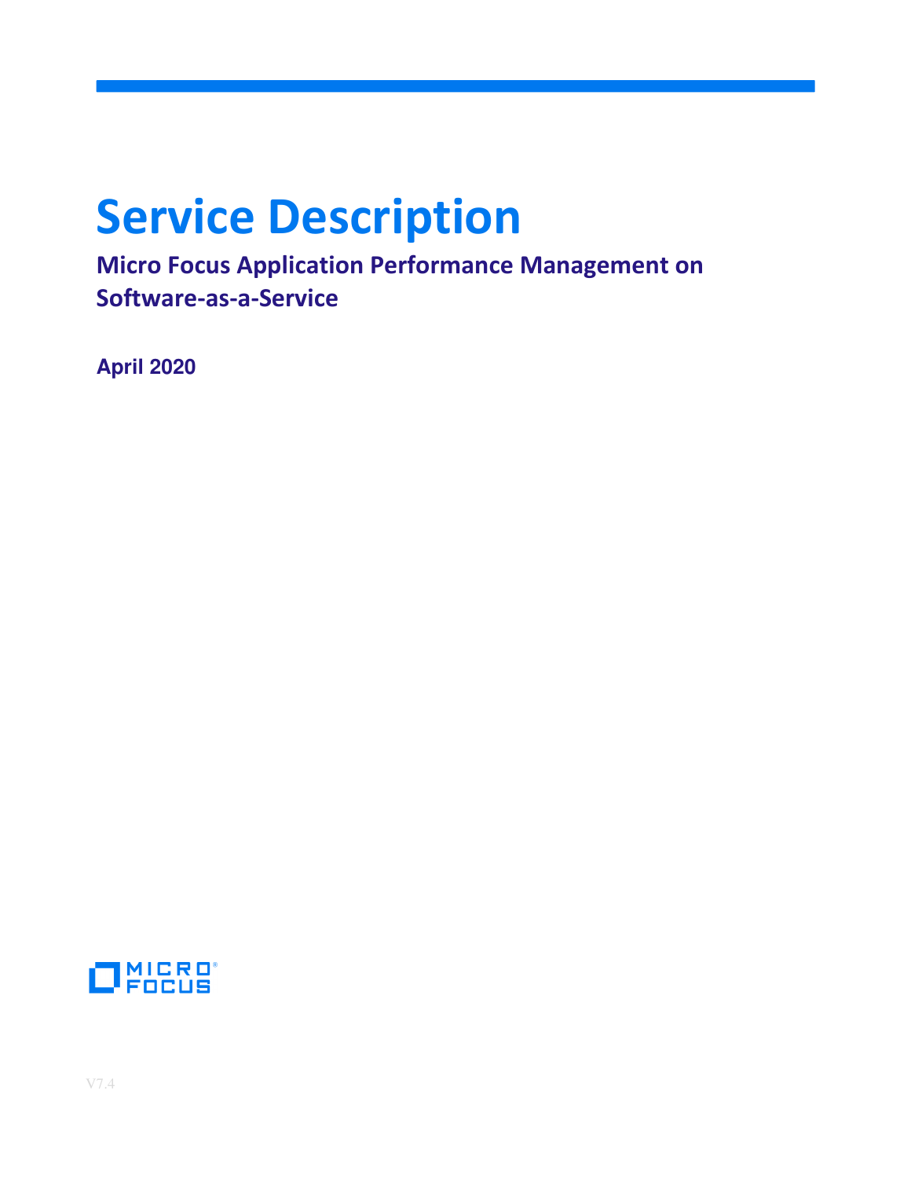# Service Description

## Micro Focus Application Performance Management on Software-as-a-Service

**April 2020**

V7.4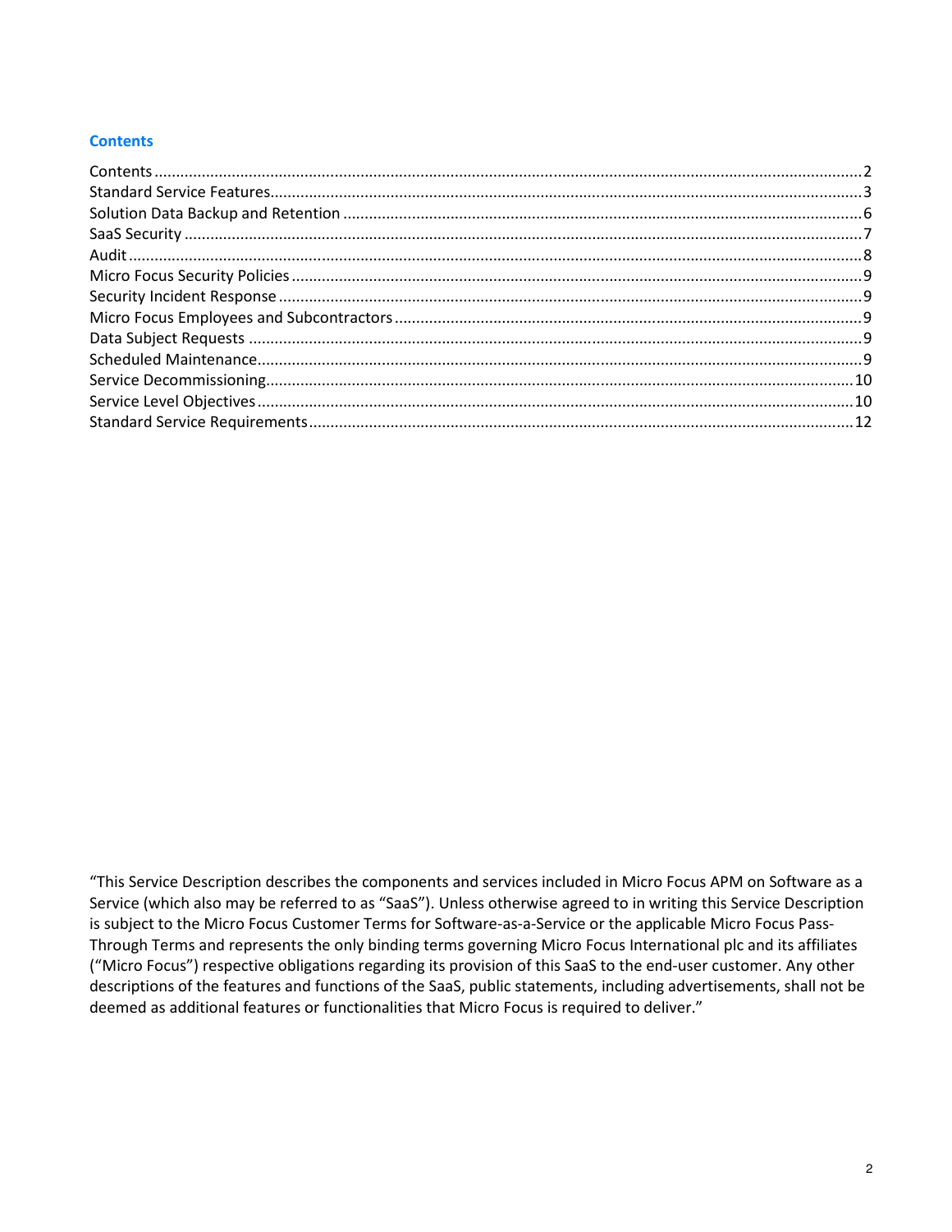## Contents

Contents ........................................................................................................................................................2
Standard Service Features.............................................................................................................................3
Solution Data Backup and Retention ............................................................................................................6
SaaS Security ................................................................................................................................................7
Audit ..............................................................................................................................................................8
Micro Focus Security Policies ........................................................................................................................9
Security Incident Response ...........................................................................................................................9
Micro Focus Employees and Subcontractors ................................................................................................9
Data Subject Requests ..................................................................................................................................9
Scheduled Maintenance................................................................................................................................9
Service Decommissioning............................................................................................................................10
Service Level Objectives..............................................................................................................................10
Standard Service Requirements..................................................................................................................12

"This Service Description describes the components and services included in Micro Focus APM on Software as a Service (which also may be referred to as "SaaS"). Unless otherwise agreed to in writing this Service Description is subject to the Micro Focus Customer Terms for Software-as-a-Service or the applicable Micro Focus Pass-Through Terms and represents the only binding terms governing Micro Focus International plc and its affiliates ("Micro Focus") respective obligations regarding its provision of this SaaS to the end-user customer. Any other descriptions of the features and functions of the SaaS, public statements, including advertisements, shall not be deemed as additional features or functionalities that Micro Focus is required to deliver."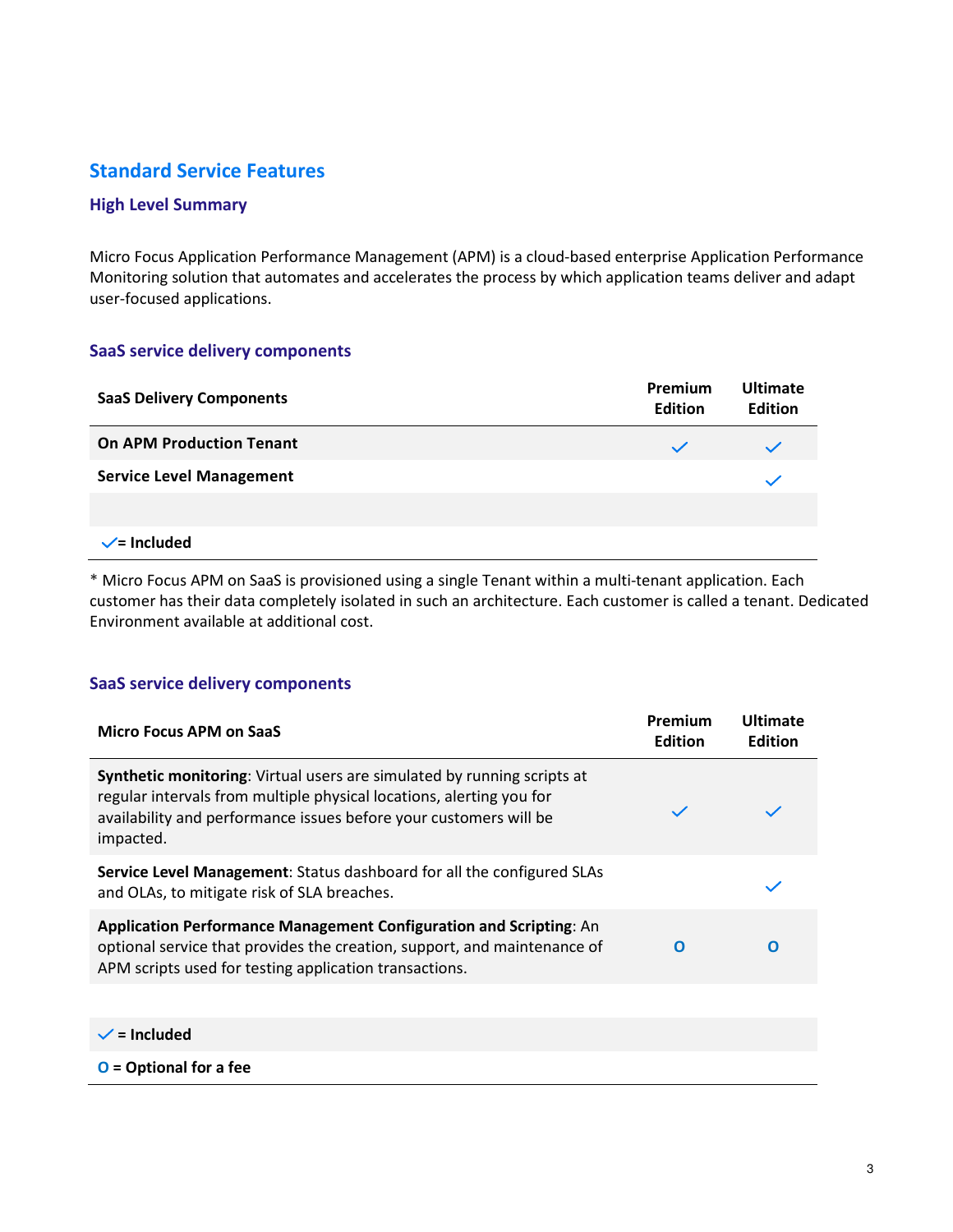## Standard Service Features

### High Level Summary

Micro Focus Application Performance Management (APM) is a cloud-based enterprise Application Performance Monitoring solution that automates and accelerates the process by which application teams deliver and adapt user-focused applications.

### SaaS service delivery components

| SaaS Delivery Components | Premium Edition | Ultimate Edition |
|---|---|---|
| On APM Production Tenant | ✓ | ✓ |
| Service Level Management | | ✓ |
| | | |

✓= Included

\* Micro Focus APM on SaaS is provisioned using a single Tenant within a multi-tenant application. Each customer has their data completely isolated in such an architecture. Each customer is called a tenant. Dedicated Environment available at additional cost.

### SaaS service delivery components

| Micro Focus APM on SaaS | Premium Edition | Ultimate Edition |
|---|---|---|
| **Synthetic monitoring**: Virtual users are simulated by running scripts at regular intervals from multiple physical locations, alerting you for availability and performance issues before your customers will be impacted. | ✓ | ✓ |
| **Service Level Management**: Status dashboard for all the configured SLAs and OLAs, to mitigate risk of SLA breaches. | | ✓ |
| **Application Performance Management Configuration and Scripting**: An optional service that provides the creation, support, and maintenance of APM scripts used for testing application transactions. | O | O |

✓ = Included

O = Optional for a fee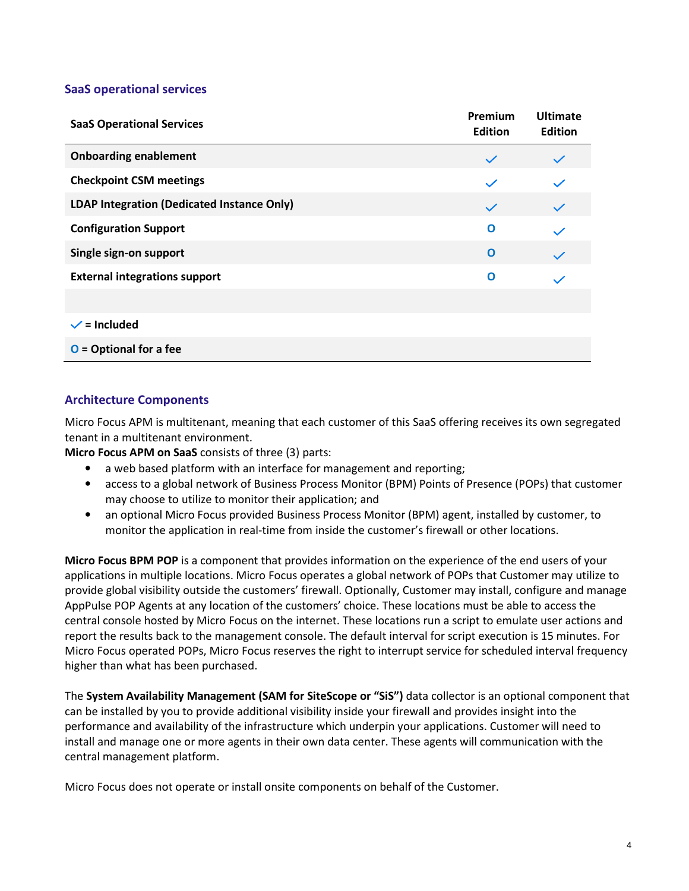### SaaS operational services

| SaaS Operational Services | Premium Edition | Ultimate Edition |
|---|---|---|
| **Onboarding enablement** | ✓ | ✓ |
| **Checkpoint CSM meetings** | ✓ | ✓ |
| **LDAP Integration (Dedicated Instance Only)** | ✓ | ✓ |
| **Configuration Support** | O | ✓ |
| **Single sign-on support** | O | ✓ |
| **External integrations support** | O | ✓ |
| | | |
| ✓ **= Included** | | |
| **O = Optional for a fee** | | |

### Architecture Components

Micro Focus APM is multitenant, meaning that each customer of this SaaS offering receives its own segregated tenant in a multitenant environment.

**Micro Focus APM on SaaS** consists of three (3) parts:

- a web based platform with an interface for management and reporting;
- access to a global network of Business Process Monitor (BPM) Points of Presence (POPs) that customer may choose to utilize to monitor their application; and
- an optional Micro Focus provided Business Process Monitor (BPM) agent, installed by customer, to monitor the application in real-time from inside the customer's firewall or other locations.

**Micro Focus BPM POP** is a component that provides information on the experience of the end users of your applications in multiple locations. Micro Focus operates a global network of POPs that Customer may utilize to provide global visibility outside the customers' firewall. Optionally, Customer may install, configure and manage AppPulse POP Agents at any location of the customers' choice. These locations must be able to access the central console hosted by Micro Focus on the internet. These locations run a script to emulate user actions and report the results back to the management console. The default interval for script execution is 15 minutes. For Micro Focus operated POPs, Micro Focus reserves the right to interrupt service for scheduled interval frequency higher than what has been purchased.

The **System Availability Management (SAM for SiteScope or "SiS")** data collector is an optional component that can be installed by you to provide additional visibility inside your firewall and provides insight into the performance and availability of the infrastructure which underpin your applications. Customer will need to install and manage one or more agents in their own data center. These agents will communication with the central management platform.

Micro Focus does not operate or install onsite components on behalf of the Customer.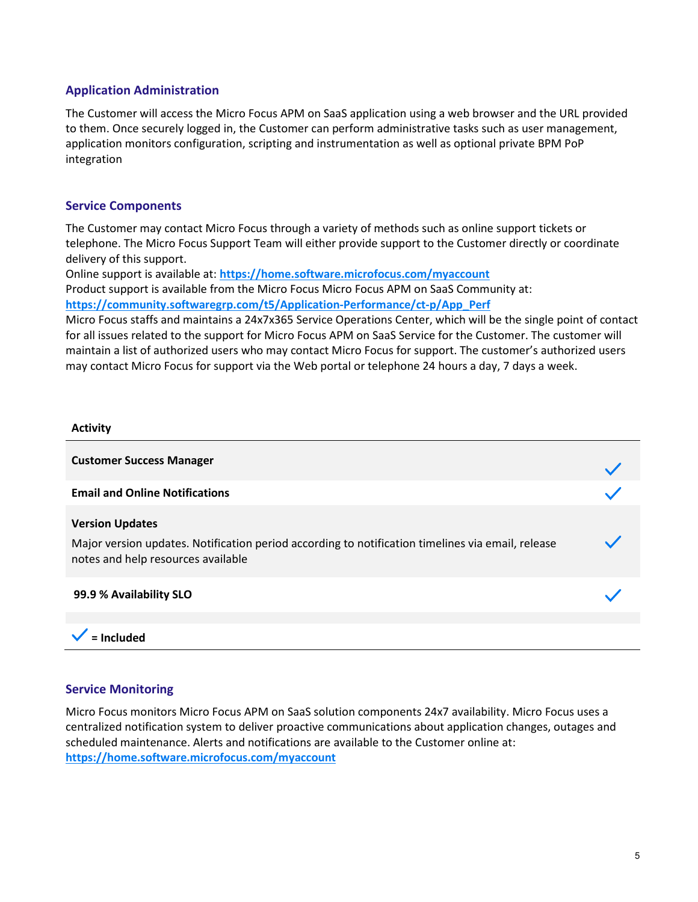### Application Administration

The Customer will access the Micro Focus APM on SaaS application using a web browser and the URL provided to them. Once securely logged in, the Customer can perform administrative tasks such as user management, application monitors configuration, scripting and instrumentation as well as optional private BPM PoP integration

### Service Components

The Customer may contact Micro Focus through a variety of methods such as online support tickets or telephone. The Micro Focus Support Team will either provide support to the Customer directly or coordinate delivery of this support.
Online support is available at: **https://home.software.microfocus.com/myaccount**
Product support is available from the Micro Focus Micro Focus APM on SaaS Community at:
**https://community.softwaregrp.com/t5/Application-Performance/ct-p/App_Perf**
Micro Focus staffs and maintains a 24x7x365 Service Operations Center, which will be the single point of contact for all issues related to the support for Micro Focus APM on SaaS Service for the Customer. The customer will maintain a list of authorized users who may contact Micro Focus for support. The customer's authorized users may contact Micro Focus for support via the Web portal or telephone 24 hours a day, 7 days a week.

| Activity | |
|---|---|
| **Customer Success Manager** | ✓ |
| **Email and Online Notifications** | ✓ |
| **Version Updates**<br>Major version updates. Notification period according to notification timelines via email, release notes and help resources available | ✓ |
| **99.9 % Availability SLO** | ✓ |

✓ **= Included**

### Service Monitoring

Micro Focus monitors Micro Focus APM on SaaS solution components 24x7 availability. Micro Focus uses a centralized notification system to deliver proactive communications about application changes, outages and scheduled maintenance. Alerts and notifications are available to the Customer online at:
**https://home.software.microfocus.com/myaccount**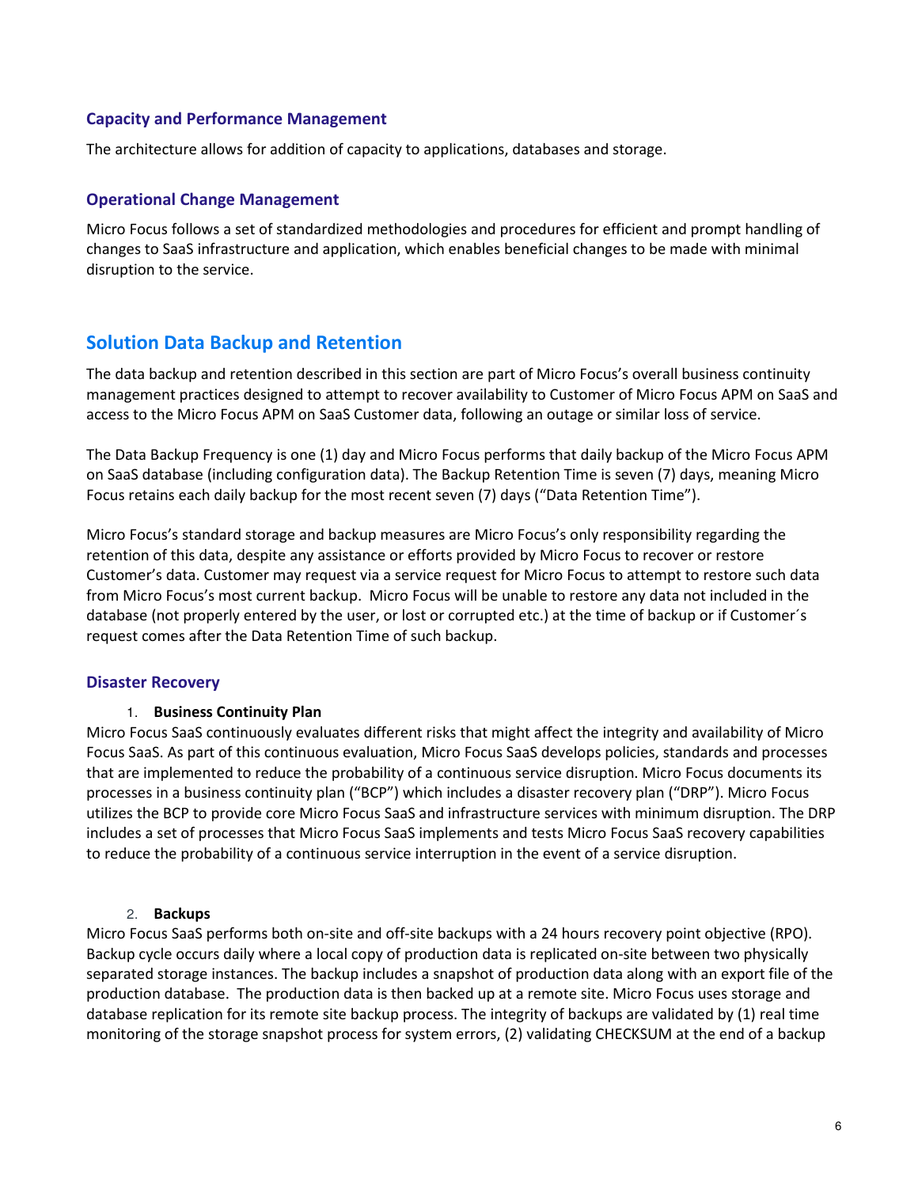### Capacity and Performance Management

The architecture allows for addition of capacity to applications, databases and storage.

### Operational Change Management

Micro Focus follows a set of standardized methodologies and procedures for efficient and prompt handling of changes to SaaS infrastructure and application, which enables beneficial changes to be made with minimal disruption to the service.

## Solution Data Backup and Retention

The data backup and retention described in this section are part of Micro Focus's overall business continuity management practices designed to attempt to recover availability to Customer of Micro Focus APM on SaaS and access to the Micro Focus APM on SaaS Customer data, following an outage or similar loss of service.

The Data Backup Frequency is one (1) day and Micro Focus performs that daily backup of the Micro Focus APM on SaaS database (including configuration data). The Backup Retention Time is seven (7) days, meaning Micro Focus retains each daily backup for the most recent seven (7) days ("Data Retention Time").

Micro Focus's standard storage and backup measures are Micro Focus's only responsibility regarding the retention of this data, despite any assistance or efforts provided by Micro Focus to recover or restore Customer's data. Customer may request via a service request for Micro Focus to attempt to restore such data from Micro Focus's most current backup. Micro Focus will be unable to restore any data not included in the database (not properly entered by the user, or lost or corrupted etc.) at the time of backup or if Customer´s request comes after the Data Retention Time of such backup.

### Disaster Recovery

1. **Business Continuity Plan**

Micro Focus SaaS continuously evaluates different risks that might affect the integrity and availability of Micro Focus SaaS. As part of this continuous evaluation, Micro Focus SaaS develops policies, standards and processes that are implemented to reduce the probability of a continuous service disruption. Micro Focus documents its processes in a business continuity plan ("BCP") which includes a disaster recovery plan ("DRP"). Micro Focus utilizes the BCP to provide core Micro Focus SaaS and infrastructure services with minimum disruption. The DRP includes a set of processes that Micro Focus SaaS implements and tests Micro Focus SaaS recovery capabilities to reduce the probability of a continuous service interruption in the event of a service disruption.

2. **Backups**

Micro Focus SaaS performs both on-site and off-site backups with a 24 hours recovery point objective (RPO). Backup cycle occurs daily where a local copy of production data is replicated on-site between two physically separated storage instances. The backup includes a snapshot of production data along with an export file of the production database. The production data is then backed up at a remote site. Micro Focus uses storage and database replication for its remote site backup process. The integrity of backups are validated by (1) real time monitoring of the storage snapshot process for system errors, (2) validating CHECKSUM at the end of a backup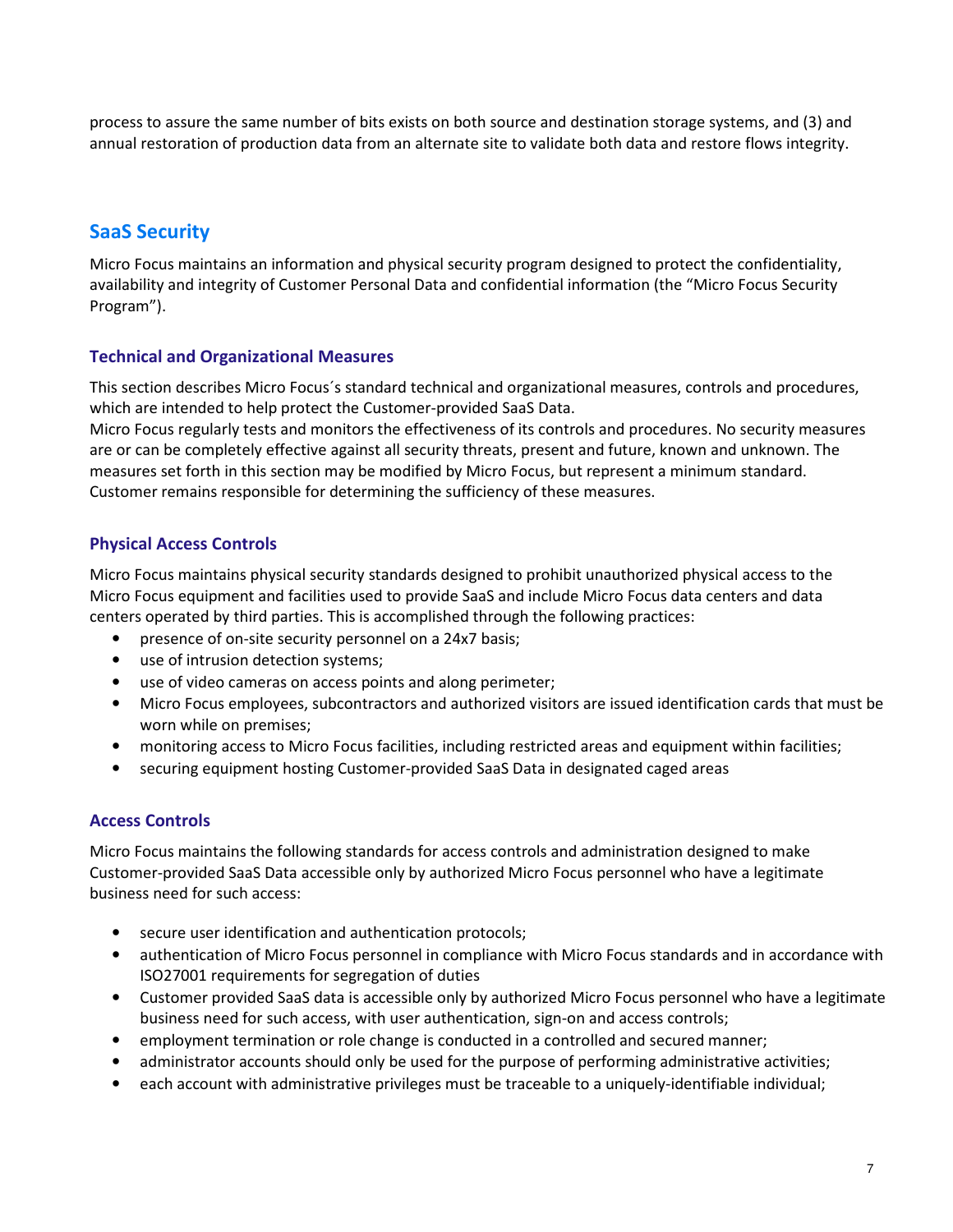process to assure the same number of bits exists on both source and destination storage systems, and (3) and annual restoration of production data from an alternate site to validate both data and restore flows integrity.

## SaaS Security

Micro Focus maintains an information and physical security program designed to protect the confidentiality, availability and integrity of Customer Personal Data and confidential information (the "Micro Focus Security Program").

### Technical and Organizational Measures

This section describes Micro Focus´s standard technical and organizational measures, controls and procedures, which are intended to help protect the Customer-provided SaaS Data.

Micro Focus regularly tests and monitors the effectiveness of its controls and procedures. No security measures are or can be completely effective against all security threats, present and future, known and unknown. The measures set forth in this section may be modified by Micro Focus, but represent a minimum standard. Customer remains responsible for determining the sufficiency of these measures.

### Physical Access Controls

Micro Focus maintains physical security standards designed to prohibit unauthorized physical access to the Micro Focus equipment and facilities used to provide SaaS and include Micro Focus data centers and data centers operated by third parties. This is accomplished through the following practices:

- presence of on-site security personnel on a 24x7 basis;
- use of intrusion detection systems;
- use of video cameras on access points and along perimeter;
- Micro Focus employees, subcontractors and authorized visitors are issued identification cards that must be worn while on premises;
- monitoring access to Micro Focus facilities, including restricted areas and equipment within facilities;
- securing equipment hosting Customer-provided SaaS Data in designated caged areas

### Access Controls

Micro Focus maintains the following standards for access controls and administration designed to make Customer-provided SaaS Data accessible only by authorized Micro Focus personnel who have a legitimate business need for such access:

- secure user identification and authentication protocols;
- authentication of Micro Focus personnel in compliance with Micro Focus standards and in accordance with ISO27001 requirements for segregation of duties
- Customer provided SaaS data is accessible only by authorized Micro Focus personnel who have a legitimate business need for such access, with user authentication, sign-on and access controls;
- employment termination or role change is conducted in a controlled and secured manner;
- administrator accounts should only be used for the purpose of performing administrative activities;
- each account with administrative privileges must be traceable to a uniquely-identifiable individual;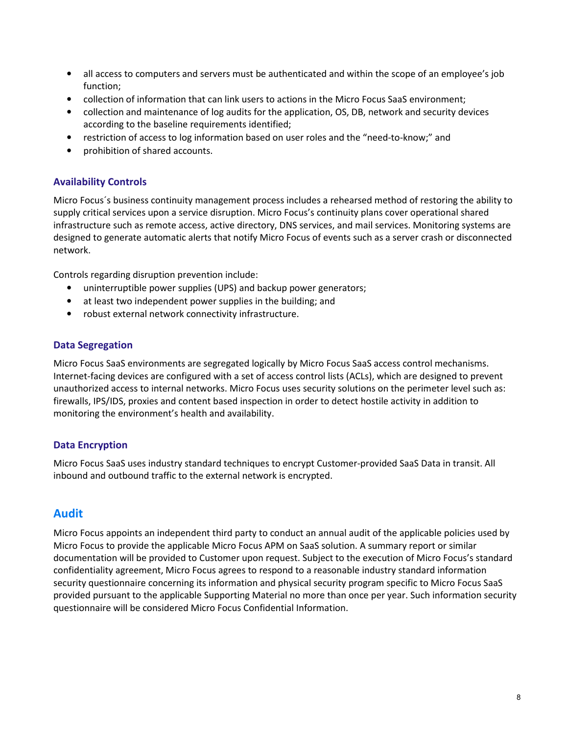- all access to computers and servers must be authenticated and within the scope of an employee's job function;
- collection of information that can link users to actions in the Micro Focus SaaS environment;
- collection and maintenance of log audits for the application, OS, DB, network and security devices according to the baseline requirements identified;
- restriction of access to log information based on user roles and the "need-to-know;" and
- prohibition of shared accounts.

### Availability Controls

Micro Focus´s business continuity management process includes a rehearsed method of restoring the ability to supply critical services upon a service disruption. Micro Focus's continuity plans cover operational shared infrastructure such as remote access, active directory, DNS services, and mail services. Monitoring systems are designed to generate automatic alerts that notify Micro Focus of events such as a server crash or disconnected network.

Controls regarding disruption prevention include:

- uninterruptible power supplies (UPS) and backup power generators;
- at least two independent power supplies in the building; and
- robust external network connectivity infrastructure.

### Data Segregation

Micro Focus SaaS environments are segregated logically by Micro Focus SaaS access control mechanisms. Internet-facing devices are configured with a set of access control lists (ACLs), which are designed to prevent unauthorized access to internal networks. Micro Focus uses security solutions on the perimeter level such as: firewalls, IPS/IDS, proxies and content based inspection in order to detect hostile activity in addition to monitoring the environment's health and availability.

### Data Encryption

Micro Focus SaaS uses industry standard techniques to encrypt Customer-provided SaaS Data in transit. All inbound and outbound traffic to the external network is encrypted.

## Audit

Micro Focus appoints an independent third party to conduct an annual audit of the applicable policies used by Micro Focus to provide the applicable Micro Focus APM on SaaS solution. A summary report or similar documentation will be provided to Customer upon request. Subject to the execution of Micro Focus's standard confidentiality agreement, Micro Focus agrees to respond to a reasonable industry standard information security questionnaire concerning its information and physical security program specific to Micro Focus SaaS provided pursuant to the applicable Supporting Material no more than once per year. Such information security questionnaire will be considered Micro Focus Confidential Information.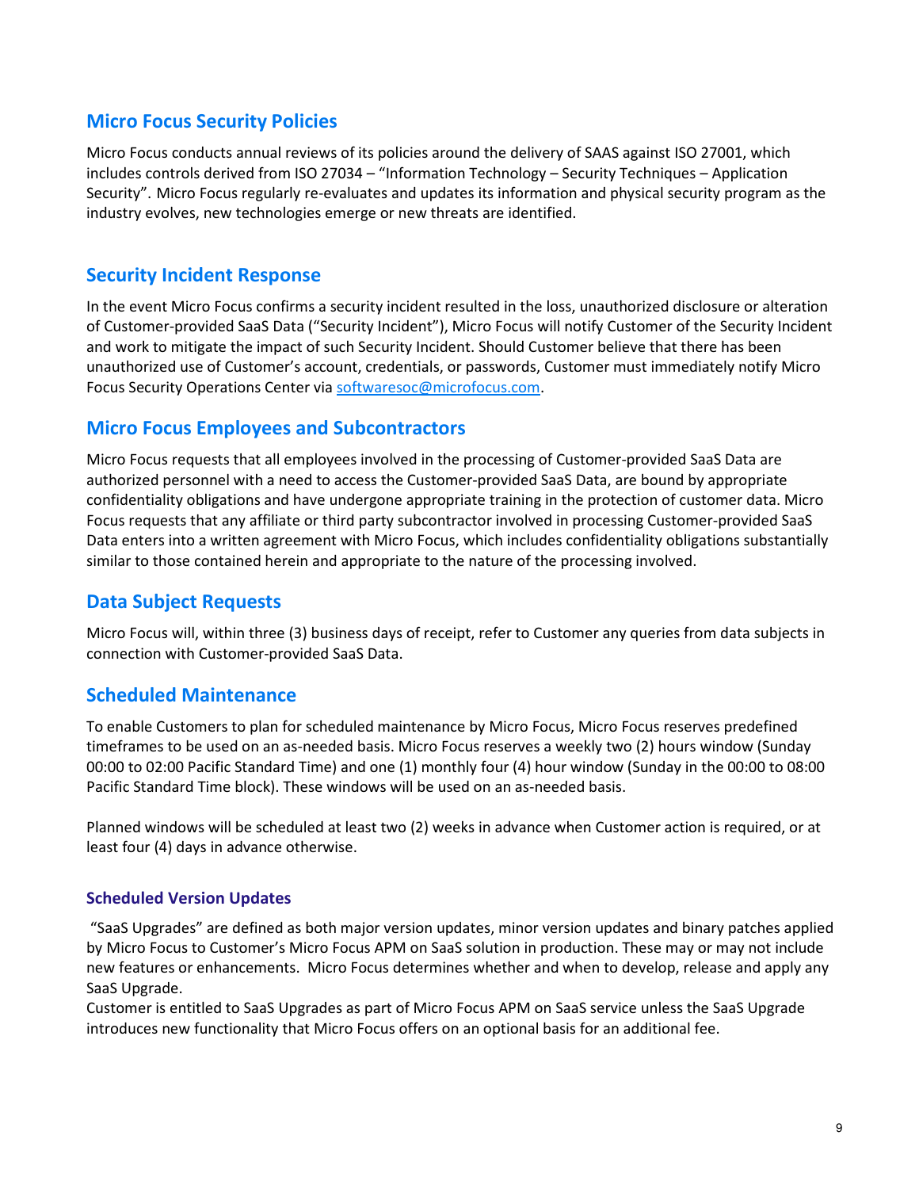## Micro Focus Security Policies

Micro Focus conducts annual reviews of its policies around the delivery of SAAS against ISO 27001, which includes controls derived from ISO 27034 – "Information Technology – Security Techniques – Application Security". Micro Focus regularly re-evaluates and updates its information and physical security program as the industry evolves, new technologies emerge or new threats are identified.

## Security Incident Response

In the event Micro Focus confirms a security incident resulted in the loss, unauthorized disclosure or alteration of Customer-provided SaaS Data ("Security Incident"), Micro Focus will notify Customer of the Security Incident and work to mitigate the impact of such Security Incident. Should Customer believe that there has been unauthorized use of Customer's account, credentials, or passwords, Customer must immediately notify Micro Focus Security Operations Center via softwaresoc@microfocus.com.

## Micro Focus Employees and Subcontractors

Micro Focus requests that all employees involved in the processing of Customer-provided SaaS Data are authorized personnel with a need to access the Customer-provided SaaS Data, are bound by appropriate confidentiality obligations and have undergone appropriate training in the protection of customer data. Micro Focus requests that any affiliate or third party subcontractor involved in processing Customer-provided SaaS Data enters into a written agreement with Micro Focus, which includes confidentiality obligations substantially similar to those contained herein and appropriate to the nature of the processing involved.

## Data Subject Requests

Micro Focus will, within three (3) business days of receipt, refer to Customer any queries from data subjects in connection with Customer-provided SaaS Data.

## Scheduled Maintenance

To enable Customers to plan for scheduled maintenance by Micro Focus, Micro Focus reserves predefined timeframes to be used on an as-needed basis. Micro Focus reserves a weekly two (2) hours window (Sunday 00:00 to 02:00 Pacific Standard Time) and one (1) monthly four (4) hour window (Sunday in the 00:00 to 08:00 Pacific Standard Time block). These windows will be used on an as-needed basis.

Planned windows will be scheduled at least two (2) weeks in advance when Customer action is required, or at least four (4) days in advance otherwise.

### Scheduled Version Updates

"SaaS Upgrades" are defined as both major version updates, minor version updates and binary patches applied by Micro Focus to Customer's Micro Focus APM on SaaS solution in production. These may or may not include new features or enhancements. Micro Focus determines whether and when to develop, release and apply any SaaS Upgrade.

Customer is entitled to SaaS Upgrades as part of Micro Focus APM on SaaS service unless the SaaS Upgrade introduces new functionality that Micro Focus offers on an optional basis for an additional fee.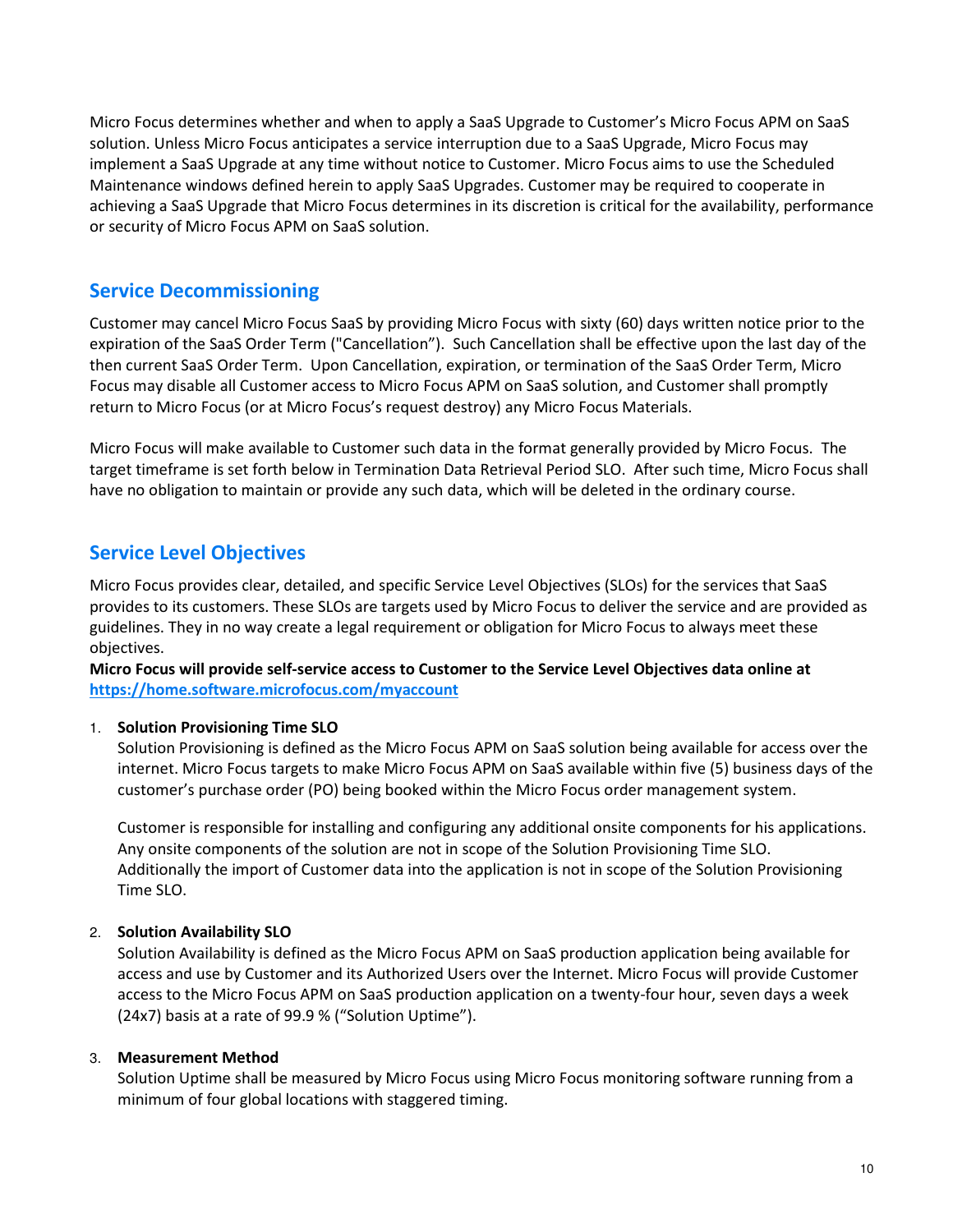Micro Focus determines whether and when to apply a SaaS Upgrade to Customer's Micro Focus APM on SaaS solution. Unless Micro Focus anticipates a service interruption due to a SaaS Upgrade, Micro Focus may implement a SaaS Upgrade at any time without notice to Customer. Micro Focus aims to use the Scheduled Maintenance windows defined herein to apply SaaS Upgrades. Customer may be required to cooperate in achieving a SaaS Upgrade that Micro Focus determines in its discretion is critical for the availability, performance or security of Micro Focus APM on SaaS solution.

## Service Decommissioning

Customer may cancel Micro Focus SaaS by providing Micro Focus with sixty (60) days written notice prior to the expiration of the SaaS Order Term ("Cancellation"). Such Cancellation shall be effective upon the last day of the then current SaaS Order Term. Upon Cancellation, expiration, or termination of the SaaS Order Term, Micro Focus may disable all Customer access to Micro Focus APM on SaaS solution, and Customer shall promptly return to Micro Focus (or at Micro Focus's request destroy) any Micro Focus Materials.

Micro Focus will make available to Customer such data in the format generally provided by Micro Focus. The target timeframe is set forth below in Termination Data Retrieval Period SLO. After such time, Micro Focus shall have no obligation to maintain or provide any such data, which will be deleted in the ordinary course.

## Service Level Objectives

Micro Focus provides clear, detailed, and specific Service Level Objectives (SLOs) for the services that SaaS provides to its customers. These SLOs are targets used by Micro Focus to deliver the service and are provided as guidelines. They in no way create a legal requirement or obligation for Micro Focus to always meet these objectives.

**Micro Focus will provide self-service access to Customer to the Service Level Objectives data online at [https://home.software.microfocus.com/myaccount](https://home.software.microfocus.com/myaccount)**

1. **Solution Provisioning Time SLO**

   Solution Provisioning is defined as the Micro Focus APM on SaaS solution being available for access over the internet. Micro Focus targets to make Micro Focus APM on SaaS available within five (5) business days of the customer's purchase order (PO) being booked within the Micro Focus order management system.

   Customer is responsible for installing and configuring any additional onsite components for his applications. Any onsite components of the solution are not in scope of the Solution Provisioning Time SLO. Additionally the import of Customer data into the application is not in scope of the Solution Provisioning Time SLO.

2. **Solution Availability SLO**

   Solution Availability is defined as the Micro Focus APM on SaaS production application being available for access and use by Customer and its Authorized Users over the Internet. Micro Focus will provide Customer access to the Micro Focus APM on SaaS production application on a twenty-four hour, seven days a week (24x7) basis at a rate of 99.9 % ("Solution Uptime").

3. **Measurement Method**

   Solution Uptime shall be measured by Micro Focus using Micro Focus monitoring software running from a minimum of four global locations with staggered timing.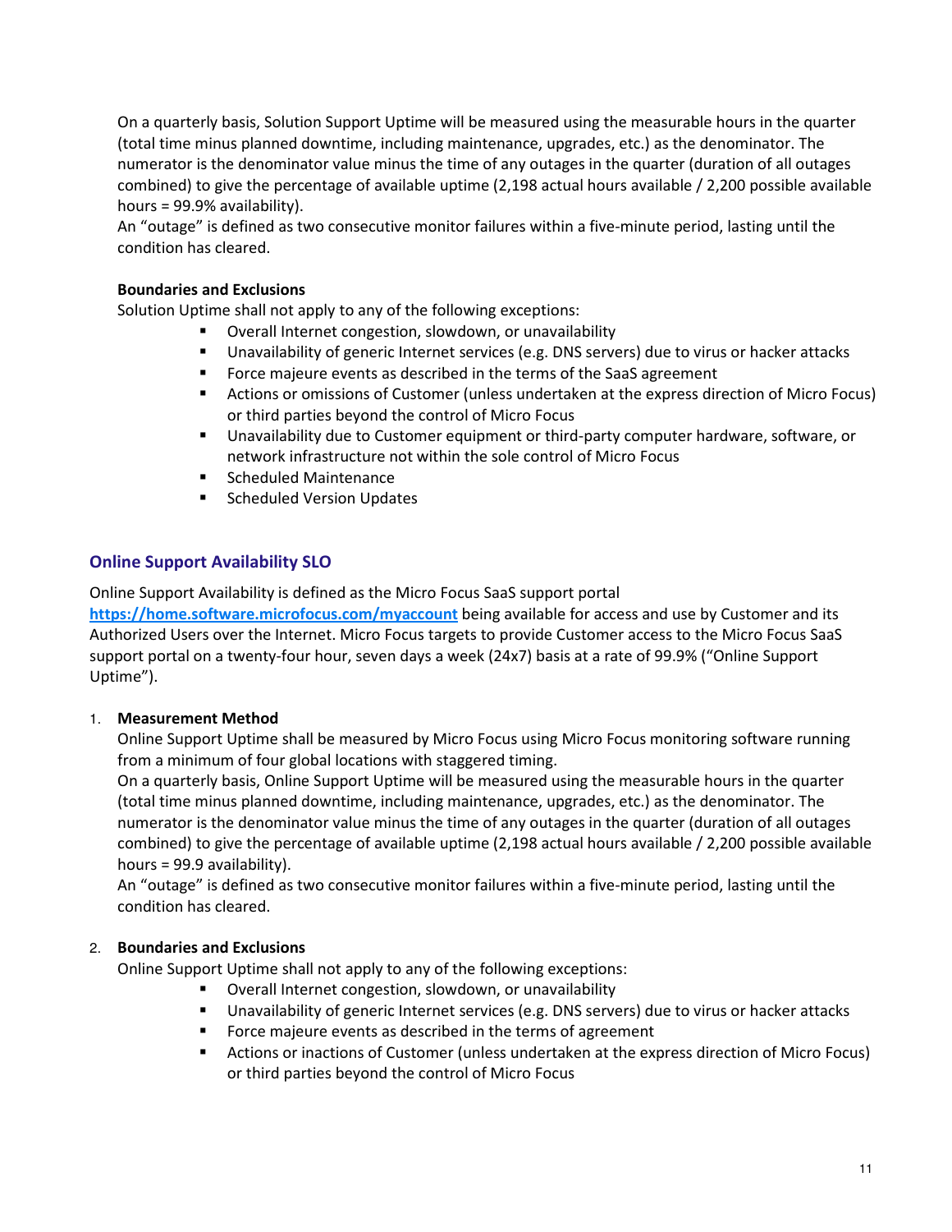On a quarterly basis, Solution Support Uptime will be measured using the measurable hours in the quarter (total time minus planned downtime, including maintenance, upgrades, etc.) as the denominator. The numerator is the denominator value minus the time of any outages in the quarter (duration of all outages combined) to give the percentage of available uptime (2,198 actual hours available / 2,200 possible available hours = 99.9% availability).
An "outage" is defined as two consecutive monitor failures within a five-minute period, lasting until the condition has cleared.

**Boundaries and Exclusions**
Solution Uptime shall not apply to any of the following exceptions:

- Overall Internet congestion, slowdown, or unavailability
- Unavailability of generic Internet services (e.g. DNS servers) due to virus or hacker attacks
- Force majeure events as described in the terms of the SaaS agreement
- Actions or omissions of Customer (unless undertaken at the express direction of Micro Focus) or third parties beyond the control of Micro Focus
- Unavailability due to Customer equipment or third-party computer hardware, software, or network infrastructure not within the sole control of Micro Focus
- Scheduled Maintenance
- Scheduled Version Updates

## Online Support Availability SLO

Online Support Availability is defined as the Micro Focus SaaS support portal **https://home.software.microfocus.com/myaccount** being available for access and use by Customer and its Authorized Users over the Internet. Micro Focus targets to provide Customer access to the Micro Focus SaaS support portal on a twenty-four hour, seven days a week (24x7) basis at a rate of 99.9% ("Online Support Uptime").

1. **Measurement Method**
   Online Support Uptime shall be measured by Micro Focus using Micro Focus monitoring software running from a minimum of four global locations with staggered timing.
   On a quarterly basis, Online Support Uptime will be measured using the measurable hours in the quarter (total time minus planned downtime, including maintenance, upgrades, etc.) as the denominator. The numerator is the denominator value minus the time of any outages in the quarter (duration of all outages combined) to give the percentage of available uptime (2,198 actual hours available / 2,200 possible available hours = 99.9 availability).
   An "outage" is defined as two consecutive monitor failures within a five-minute period, lasting until the condition has cleared.

2. **Boundaries and Exclusions**
   Online Support Uptime shall not apply to any of the following exceptions:
   - Overall Internet congestion, slowdown, or unavailability
   - Unavailability of generic Internet services (e.g. DNS servers) due to virus or hacker attacks
   - Force majeure events as described in the terms of agreement
   - Actions or inactions of Customer (unless undertaken at the express direction of Micro Focus) or third parties beyond the control of Micro Focus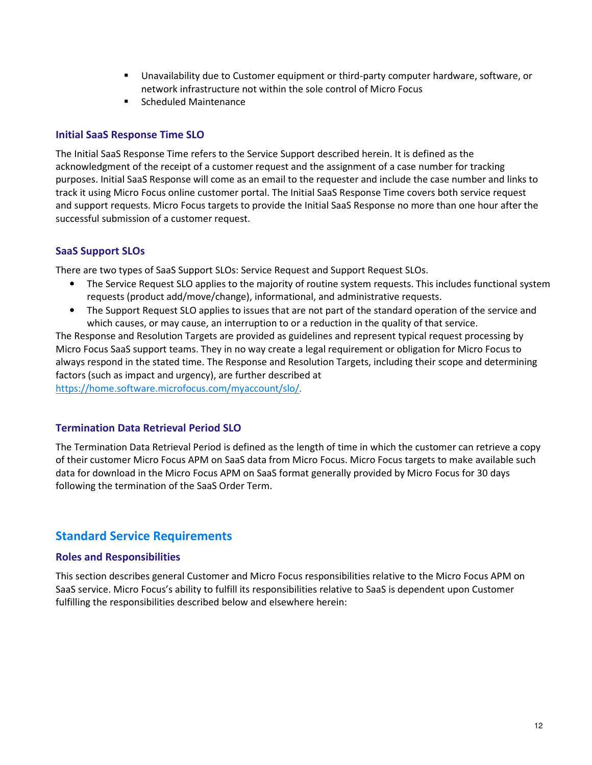- Unavailability due to Customer equipment or third-party computer hardware, software, or network infrastructure not within the sole control of Micro Focus
- Scheduled Maintenance

### Initial SaaS Response Time SLO

The Initial SaaS Response Time refers to the Service Support described herein. It is defined as the acknowledgment of the receipt of a customer request and the assignment of a case number for tracking purposes. Initial SaaS Response will come as an email to the requester and include the case number and links to track it using Micro Focus online customer portal. The Initial SaaS Response Time covers both service request and support requests. Micro Focus targets to provide the Initial SaaS Response no more than one hour after the successful submission of a customer request.

### SaaS Support SLOs

There are two types of SaaS Support SLOs: Service Request and Support Request SLOs.

- The Service Request SLO applies to the majority of routine system requests. This includes functional system requests (product add/move/change), informational, and administrative requests.
- The Support Request SLO applies to issues that are not part of the standard operation of the service and which causes, or may cause, an interruption to or a reduction in the quality of that service.

The Response and Resolution Targets are provided as guidelines and represent typical request processing by Micro Focus SaaS support teams. They in no way create a legal requirement or obligation for Micro Focus to always respond in the stated time. The Response and Resolution Targets, including their scope and determining factors (such as impact and urgency), are further described at https://home.software.microfocus.com/myaccount/slo/.

### Termination Data Retrieval Period SLO

The Termination Data Retrieval Period is defined as the length of time in which the customer can retrieve a copy of their customer Micro Focus APM on SaaS data from Micro Focus. Micro Focus targets to make available such data for download in the Micro Focus APM on SaaS format generally provided by Micro Focus for 30 days following the termination of the SaaS Order Term.

## Standard Service Requirements

### Roles and Responsibilities

This section describes general Customer and Micro Focus responsibilities relative to the Micro Focus APM on SaaS service. Micro Focus's ability to fulfill its responsibilities relative to SaaS is dependent upon Customer fulfilling the responsibilities described below and elsewhere herein: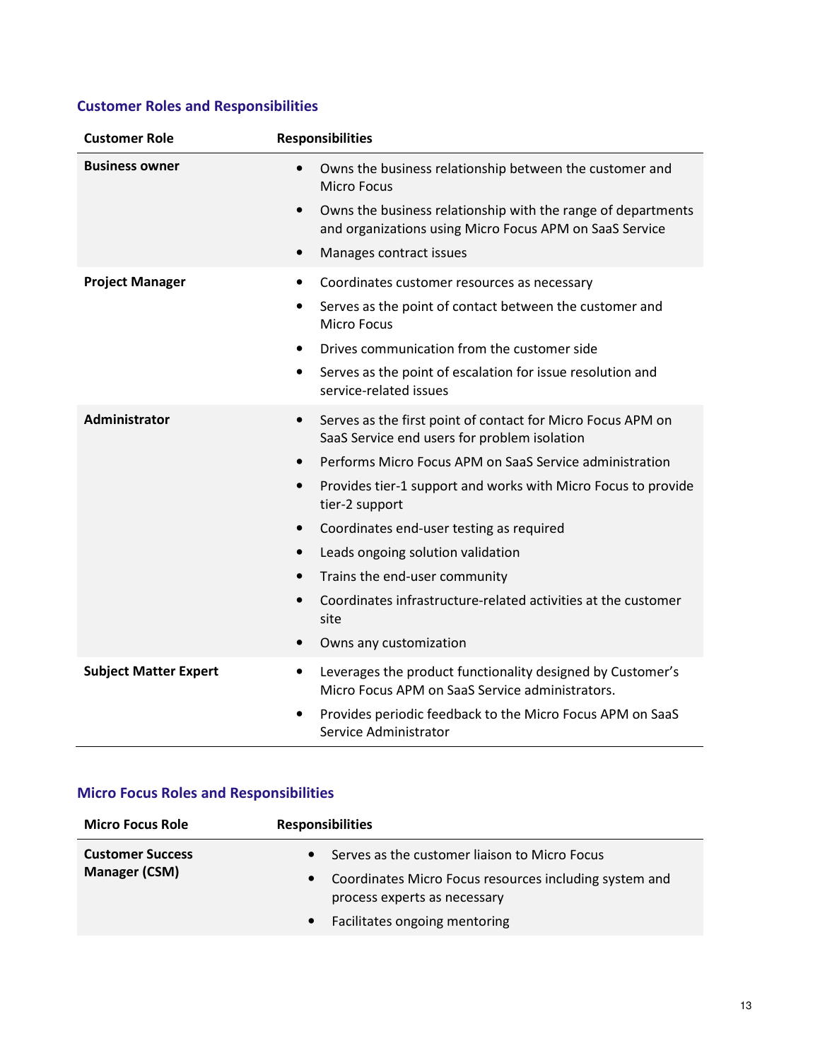### Customer Roles and Responsibilities

| Customer Role | Responsibilities |
|---|---|
| **Business owner** | • Owns the business relationship between the customer and Micro Focus<br>• Owns the business relationship with the range of departments and organizations using Micro Focus APM on SaaS Service<br>• Manages contract issues |
| **Project Manager** | • Coordinates customer resources as necessary<br>• Serves as the point of contact between the customer and Micro Focus<br>• Drives communication from the customer side<br>• Serves as the point of escalation for issue resolution and service-related issues |
| **Administrator** | • Serves as the first point of contact for Micro Focus APM on SaaS Service end users for problem isolation<br>• Performs Micro Focus APM on SaaS Service administration<br>• Provides tier-1 support and works with Micro Focus to provide tier-2 support<br>• Coordinates end-user testing as required<br>• Leads ongoing solution validation<br>• Trains the end-user community<br>• Coordinates infrastructure-related activities at the customer site<br>• Owns any customization |
| **Subject Matter Expert** | • Leverages the product functionality designed by Customer's Micro Focus APM on SaaS Service administrators.<br>• Provides periodic feedback to the Micro Focus APM on SaaS Service Administrator |

### Micro Focus Roles and Responsibilities

| Micro Focus Role | Responsibilities |
|---|---|
| **Customer Success Manager (CSM)** | • Serves as the customer liaison to Micro Focus<br>• Coordinates Micro Focus resources including system and process experts as necessary<br>• Facilitates ongoing mentoring |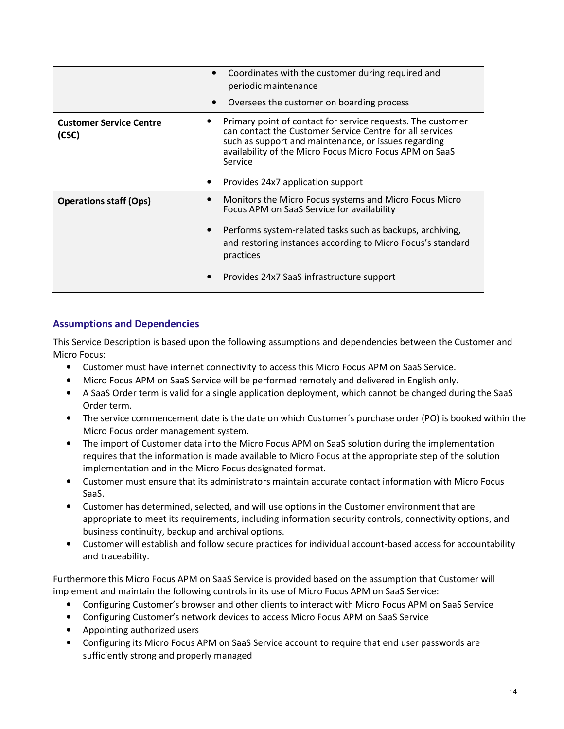| | |
|---|---|
| | • Coordinates with the customer during required and periodic maintenance<br>• Oversees the customer on boarding process |
| **Customer Service Centre (CSC)** | • Primary point of contact for service requests. The customer can contact the Customer Service Centre for all services such as support and maintenance, or issues regarding availability of the Micro Focus Micro Focus APM on SaaS Service<br>• Provides 24x7 application support |
| **Operations staff (Ops)** | • Monitors the Micro Focus systems and Micro Focus Micro Focus APM on SaaS Service for availability<br>• Performs system-related tasks such as backups, archiving, and restoring instances according to Micro Focus's standard practices<br>• Provides 24x7 SaaS infrastructure support |

### Assumptions and Dependencies

This Service Description is based upon the following assumptions and dependencies between the Customer and Micro Focus:

- Customer must have internet connectivity to access this Micro Focus APM on SaaS Service.
- Micro Focus APM on SaaS Service will be performed remotely and delivered in English only.
- A SaaS Order term is valid for a single application deployment, which cannot be changed during the SaaS Order term.
- The service commencement date is the date on which Customer´s purchase order (PO) is booked within the Micro Focus order management system.
- The import of Customer data into the Micro Focus APM on SaaS solution during the implementation requires that the information is made available to Micro Focus at the appropriate step of the solution implementation and in the Micro Focus designated format.
- Customer must ensure that its administrators maintain accurate contact information with Micro Focus SaaS.
- Customer has determined, selected, and will use options in the Customer environment that are appropriate to meet its requirements, including information security controls, connectivity options, and business continuity, backup and archival options.
- Customer will establish and follow secure practices for individual account-based access for accountability and traceability.

Furthermore this Micro Focus APM on SaaS Service is provided based on the assumption that Customer will implement and maintain the following controls in its use of Micro Focus APM on SaaS Service:

- Configuring Customer's browser and other clients to interact with Micro Focus APM on SaaS Service
- Configuring Customer's network devices to access Micro Focus APM on SaaS Service
- Appointing authorized users
- Configuring its Micro Focus APM on SaaS Service account to require that end user passwords are sufficiently strong and properly managed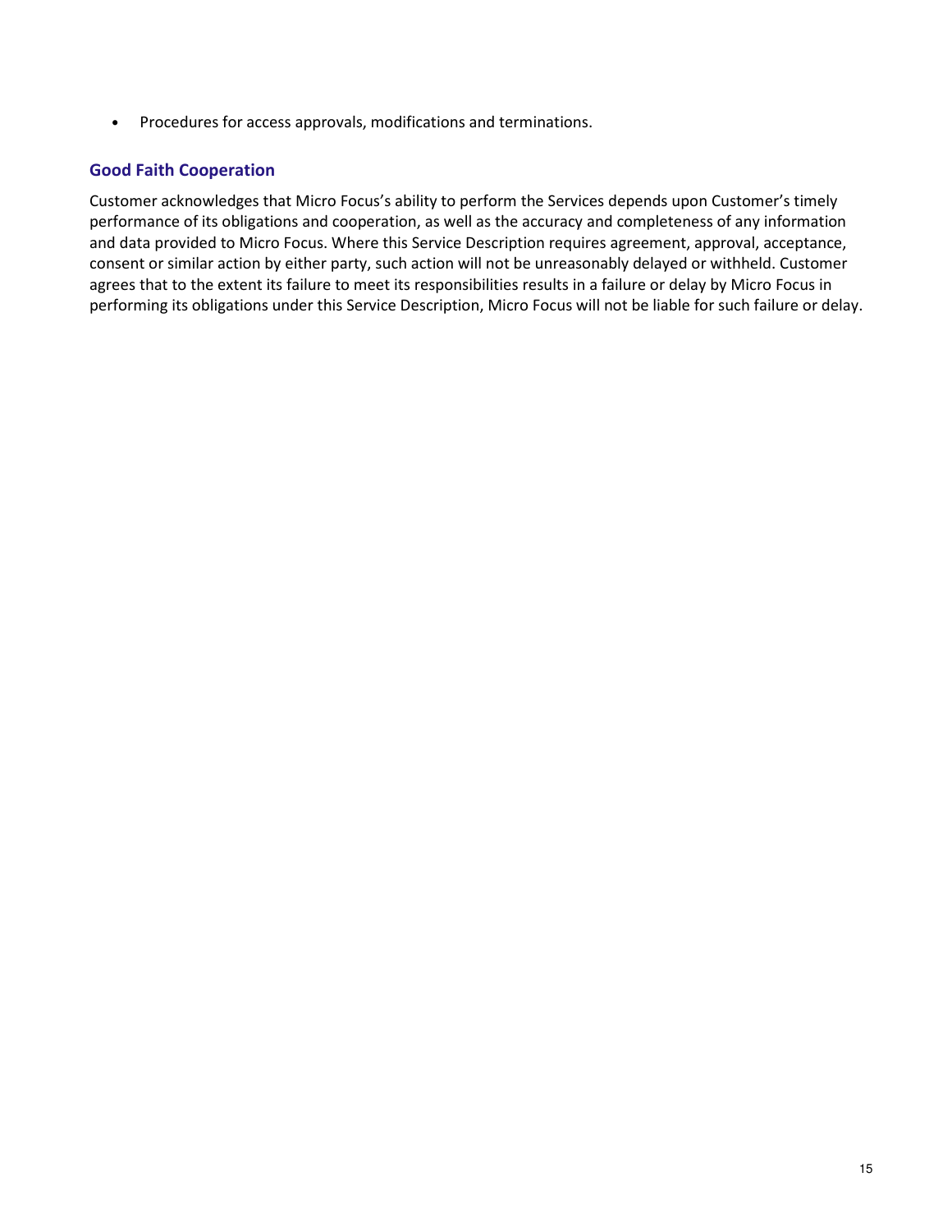- Procedures for access approvals, modifications and terminations.

## Good Faith Cooperation

Customer acknowledges that Micro Focus's ability to perform the Services depends upon Customer's timely performance of its obligations and cooperation, as well as the accuracy and completeness of any information and data provided to Micro Focus. Where this Service Description requires agreement, approval, acceptance, consent or similar action by either party, such action will not be unreasonably delayed or withheld. Customer agrees that to the extent its failure to meet its responsibilities results in a failure or delay by Micro Focus in performing its obligations under this Service Description, Micro Focus will not be liable for such failure or delay.